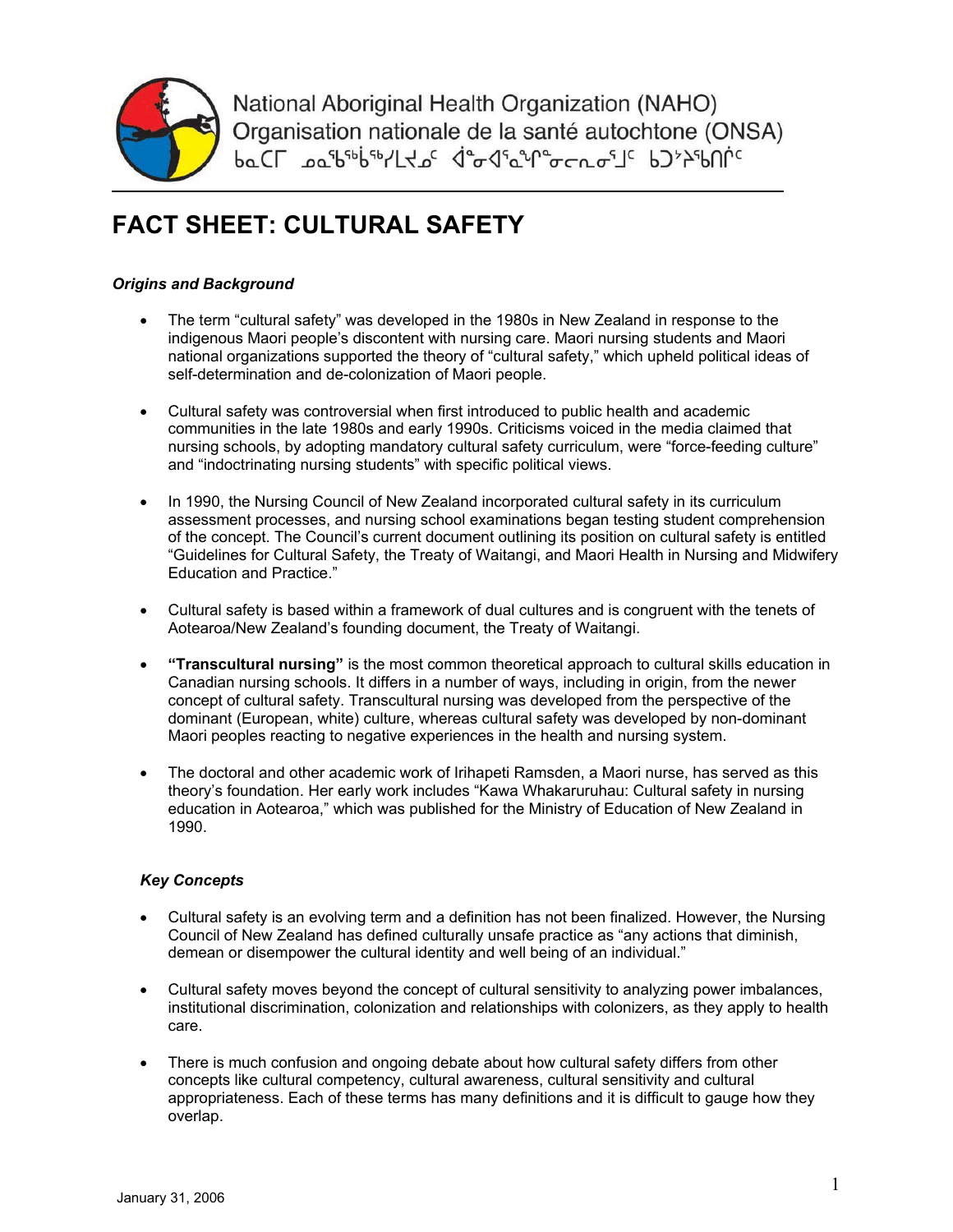National Aboriginal Health Organization (NAHO)
Organisation nationale de la santé autochtone (ONSA)
ᑲᓇᑕᒥ ᓄᓇᖃᖅᑳᖅᓯᒪᔪᓄᑦ ᐋᓐᓂᐊᓐᓇᖏᓐᓂᓕᕆᓂᕐᒧᑦ ᑲᑐᔾᔨᖃᑎᒌᑦ

# FACT SHEET: CULTURAL SAFETY

### *Origins and Background*

- The term "cultural safety" was developed in the 1980s in New Zealand in response to the indigenous Maori people's discontent with nursing care. Maori nursing students and Maori national organizations supported the theory of "cultural safety," which upheld political ideas of self-determination and de-colonization of Maori people.

- Cultural safety was controversial when first introduced to public health and academic communities in the late 1980s and early 1990s. Criticisms voiced in the media claimed that nursing schools, by adopting mandatory cultural safety curriculum, were "force-feeding culture" and "indoctrinating nursing students" with specific political views.

- In 1990, the Nursing Council of New Zealand incorporated cultural safety in its curriculum assessment processes, and nursing school examinations began testing student comprehension of the concept. The Council's current document outlining its position on cultural safety is entitled "Guidelines for Cultural Safety, the Treaty of Waitangi, and Maori Health in Nursing and Midwifery Education and Practice."

- Cultural safety is based within a framework of dual cultures and is congruent with the tenets of Aotearoa/New Zealand's founding document, the Treaty of Waitangi.

- **"Transcultural nursing"** is the most common theoretical approach to cultural skills education in Canadian nursing schools. It differs in a number of ways, including in origin, from the newer concept of cultural safety. Transcultural nursing was developed from the perspective of the dominant (European, white) culture, whereas cultural safety was developed by non-dominant Maori peoples reacting to negative experiences in the health and nursing system.

- The doctoral and other academic work of Irihapeti Ramsden, a Maori nurse, has served as this theory's foundation. Her early work includes "Kawa Whakaruruhau: Cultural safety in nursing education in Aotearoa," which was published for the Ministry of Education of New Zealand in 1990.

### *Key Concepts*

- Cultural safety is an evolving term and a definition has not been finalized. However, the Nursing Council of New Zealand has defined culturally unsafe practice as "any actions that diminish, demean or disempower the cultural identity and well being of an individual."

- Cultural safety moves beyond the concept of cultural sensitivity to analyzing power imbalances, institutional discrimination, colonization and relationships with colonizers, as they apply to health care.

- There is much confusion and ongoing debate about how cultural safety differs from other concepts like cultural competency, cultural awareness, cultural sensitivity and cultural appropriateness. Each of these terms has many definitions and it is difficult to gauge how they overlap.

January 31, 2006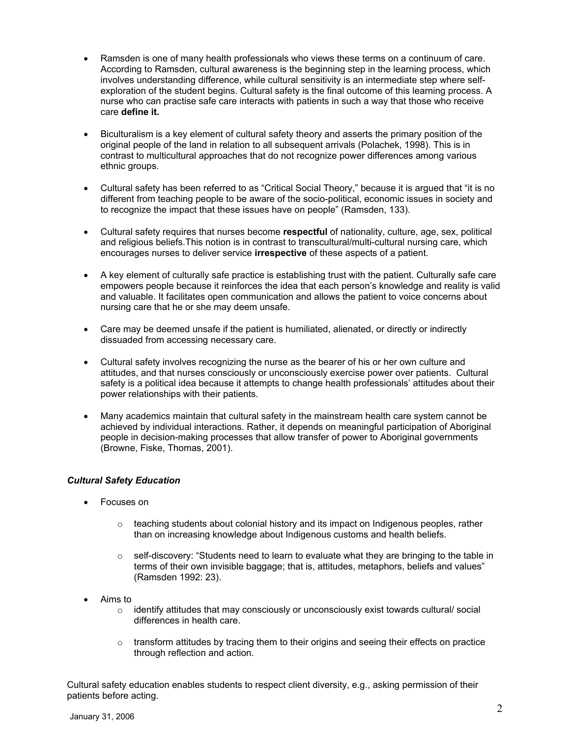- Ramsden is one of many health professionals who views these terms on a continuum of care. According to Ramsden, cultural awareness is the beginning step in the learning process, which involves understanding difference, while cultural sensitivity is an intermediate step where self-exploration of the student begins. Cultural safety is the final outcome of this learning process. A nurse who can practise safe care interacts with patients in such a way that those who receive care **define it.**

- Biculturalism is a key element of cultural safety theory and asserts the primary position of the original people of the land in relation to all subsequent arrivals (Polachek, 1998). This is in contrast to multicultural approaches that do not recognize power differences among various ethnic groups.

- Cultural safety has been referred to as "Critical Social Theory," because it is argued that "it is no different from teaching people to be aware of the socio-political, economic issues in society and to recognize the impact that these issues have on people" (Ramsden, 133).

- Cultural safety requires that nurses become **respectful** of nationality, culture, age, sex, political and religious beliefs.This notion is in contrast to transcultural/multi-cultural nursing care, which encourages nurses to deliver service **irrespective** of these aspects of a patient.

- A key element of culturally safe practice is establishing trust with the patient. Culturally safe care empowers people because it reinforces the idea that each person's knowledge and reality is valid and valuable. It facilitates open communication and allows the patient to voice concerns about nursing care that he or she may deem unsafe.

- Care may be deemed unsafe if the patient is humiliated, alienated, or directly or indirectly dissuaded from accessing necessary care.

- Cultural safety involves recognizing the nurse as the bearer of his or her own culture and attitudes, and that nurses consciously or unconsciously exercise power over patients. Cultural safety is a political idea because it attempts to change health professionals' attitudes about their power relationships with their patients.

- Many academics maintain that cultural safety in the mainstream health care system cannot be achieved by individual interactions. Rather, it depends on meaningful participation of Aboriginal people in decision-making processes that allow transfer of power to Aboriginal governments (Browne, Fiske, Thomas, 2001).

### *Cultural Safety Education*

- Focuses on
  - teaching students about colonial history and its impact on Indigenous peoples, rather than on increasing knowledge about Indigenous customs and health beliefs.
  - self-discovery: "Students need to learn to evaluate what they are bringing to the table in terms of their own invisible baggage; that is, attitudes, metaphors, beliefs and values" (Ramsden 1992: 23).

- Aims to
  - identify attitudes that may consciously or unconsciously exist towards cultural/ social differences in health care.
  - transform attitudes by tracing them to their origins and seeing their effects on practice through reflection and action.

Cultural safety education enables students to respect client diversity, e.g., asking permission of their patients before acting.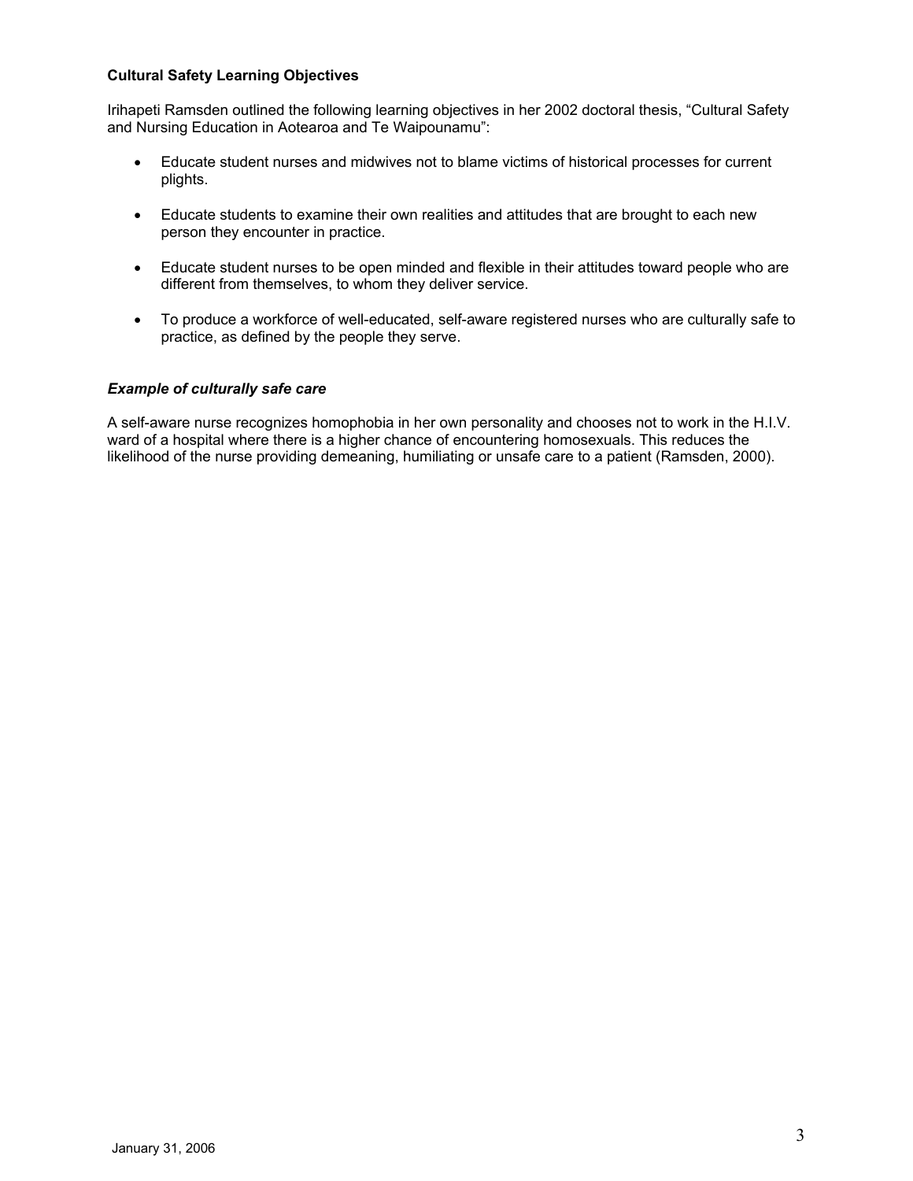**Cultural Safety Learning Objectives**

Irihapeti Ramsden outlined the following learning objectives in her 2002 doctoral thesis, “Cultural Safety and Nursing Education in Aotearoa and Te Waipounamu”:

- Educate student nurses and midwives not to blame victims of historical processes for current plights.
- Educate students to examine their own realities and attitudes that are brought to each new person they encounter in practice.
- Educate student nurses to be open minded and flexible in their attitudes toward people who are different from themselves, to whom they deliver service.
- To produce a workforce of well-educated, self-aware registered nurses who are culturally safe to practice, as defined by the people they serve.

***Example of culturally safe care***

A self-aware nurse recognizes homophobia in her own personality and chooses not to work in the H.I.V. ward of a hospital where there is a higher chance of encountering homosexuals. This reduces the likelihood of the nurse providing demeaning, humiliating or unsafe care to a patient (Ramsden, 2000).

January 31, 2006